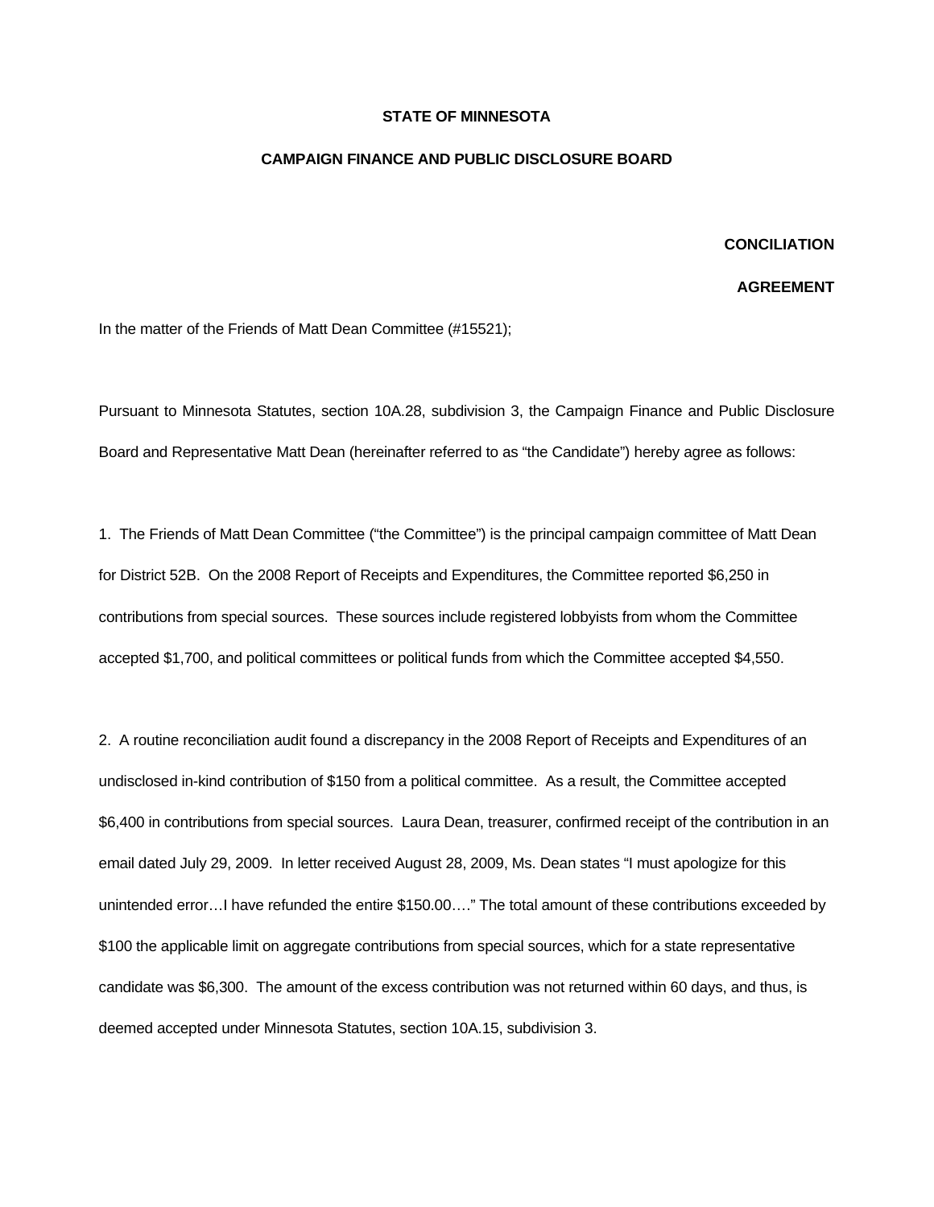**STATE OF MINNESOTA**

**CAMPAIGN FINANCE AND PUBLIC DISCLOSURE BOARD**

**CONCILIATION**

**AGREEMENT**

In the matter of the Friends of Matt Dean Committee (#15521);

Pursuant to Minnesota Statutes, section 10A.28, subdivision 3, the Campaign Finance and Public Disclosure Board and Representative Matt Dean (hereinafter referred to as "the Candidate") hereby agree as follows:

1. The Friends of Matt Dean Committee ("the Committee") is the principal campaign committee of Matt Dean for District 52B. On the 2008 Report of Receipts and Expenditures, the Committee reported $6,250 in contributions from special sources. These sources include registered lobbyists from whom the Committee accepted $1,700, and political committees or political funds from which the Committee accepted $4,550.

2. A routine reconciliation audit found a discrepancy in the 2008 Report of Receipts and Expenditures of an undisclosed in-kind contribution of $150 from a political committee. As a result, the Committee accepted $6,400 in contributions from special sources. Laura Dean, treasurer, confirmed receipt of the contribution in an email dated July 29, 2009. In letter received August 28, 2009, Ms. Dean states "I must apologize for this unintended error…I have refunded the entire $150.00…." The total amount of these contributions exceeded by $100 the applicable limit on aggregate contributions from special sources, which for a state representative candidate was $6,300. The amount of the excess contribution was not returned within 60 days, and thus, is deemed accepted under Minnesota Statutes, section 10A.15, subdivision 3.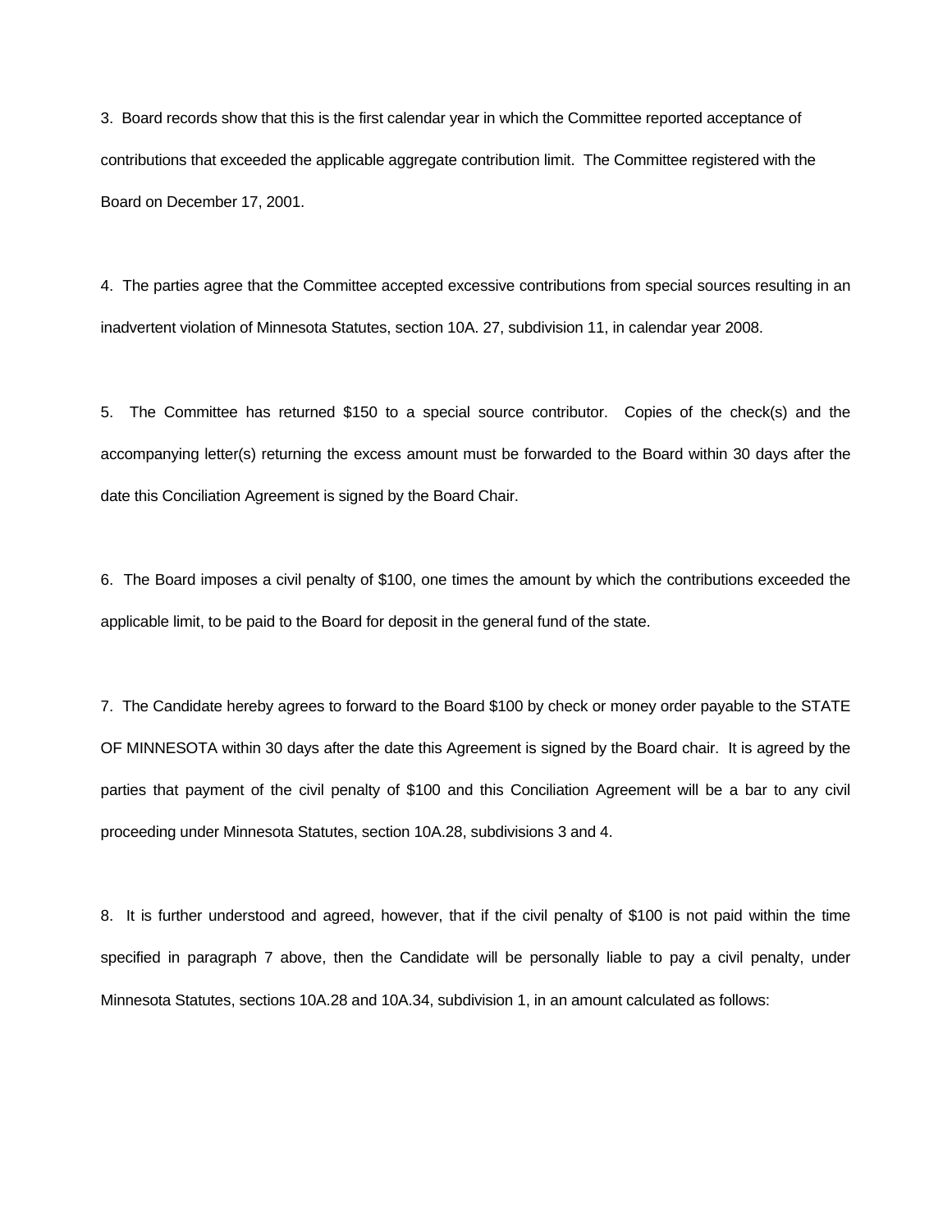3. Board records show that this is the first calendar year in which the Committee reported acceptance of contributions that exceeded the applicable aggregate contribution limit. The Committee registered with the Board on December 17, 2001.

4. The parties agree that the Committee accepted excessive contributions from special sources resulting in an inadvertent violation of Minnesota Statutes, section 10A. 27, subdivision 11, in calendar year 2008.

5. The Committee has returned $150 to a special source contributor. Copies of the check(s) and the accompanying letter(s) returning the excess amount must be forwarded to the Board within 30 days after the date this Conciliation Agreement is signed by the Board Chair.

6. The Board imposes a civil penalty of $100, one times the amount by which the contributions exceeded the applicable limit, to be paid to the Board for deposit in the general fund of the state.

7. The Candidate hereby agrees to forward to the Board $100 by check or money order payable to the STATE OF MINNESOTA within 30 days after the date this Agreement is signed by the Board chair. It is agreed by the parties that payment of the civil penalty of $100 and this Conciliation Agreement will be a bar to any civil proceeding under Minnesota Statutes, section 10A.28, subdivisions 3 and 4.

8. It is further understood and agreed, however, that if the civil penalty of $100 is not paid within the time specified in paragraph 7 above, then the Candidate will be personally liable to pay a civil penalty, under Minnesota Statutes, sections 10A.28 and 10A.34, subdivision 1, in an amount calculated as follows: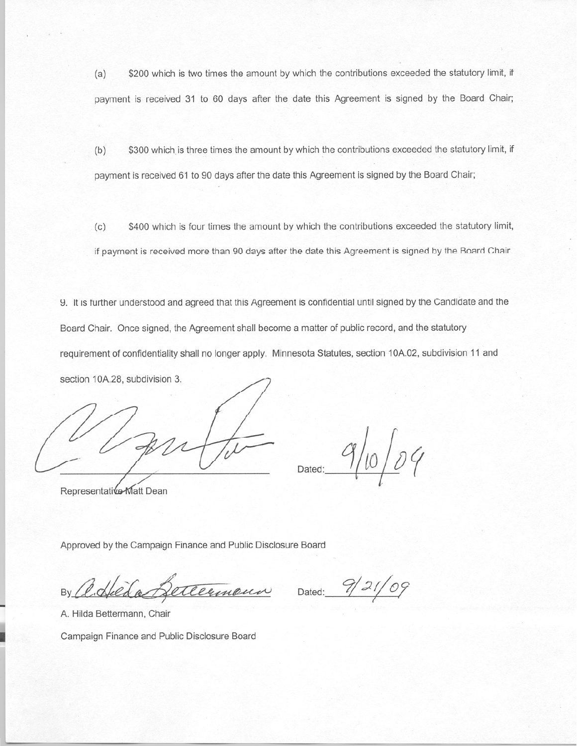(a) $200 which is two times the amount by which the contributions exceeded the statutory limit, if payment is received 31 to 60 days after the date this Agreement is signed by the Board Chair;

(b) $300 which is three times the amount by which the contributions exceeded the statutory limit, if payment is received 61 to 90 days after the date this Agreement is signed by the Board Chair;

(c) $400 which is four times the amount by which the contributions exceeded the statutory limit, if payment is received more than 90 days after the date this Agreement is signed by the Board Chair.

9. It is further understood and agreed that this Agreement is confidential until signed by the Candidate and the Board Chair. Once signed, the Agreement shall become a matter of public record, and the statutory requirement of confidentiality shall no longer apply. Minnesota Statutes, section 10A.02, subdivision 11 and section 10A.28, subdivision 3.

______________________________ Dated: 9/10/09

Representative Matt Dean

Approved by the Campaign Finance and Public Disclosure Board

By A. Hilda Bettermann Dated: 9/21/09

A. Hilda Bettermann, Chair

Campaign Finance and Public Disclosure Board